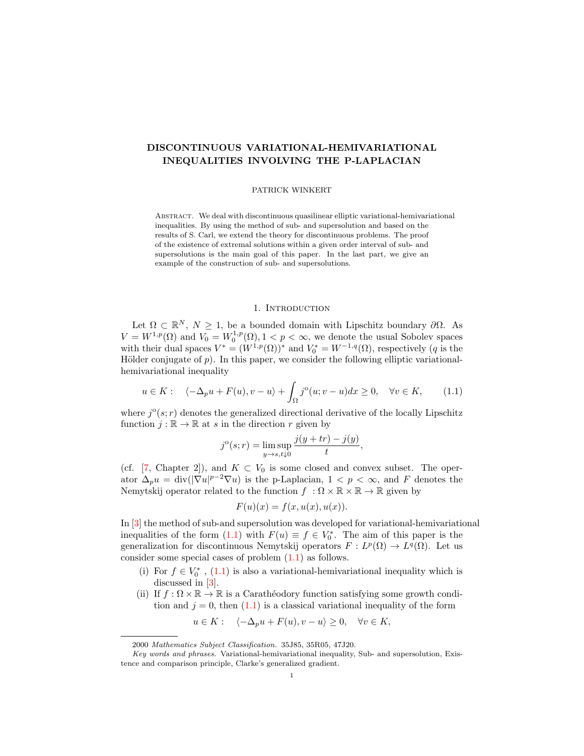# DISCONTINUOUS VARIATIONAL-HEMIVARIATIONAL INEQUALITIES INVOLVING THE P-LAPLACIAN

PATRICK WINKERT

Abstract. We deal with discontinuous quasilinear elliptic variational-hemivariational inequalities. By using the method of sub- and supersolution and based on the results of S. Carl, we extend the theory for discontinuous problems. The proof of the existence of extremal solutions within a given order interval of sub- and supersolutions is the main goal of this paper. In the last part, we give an example of the construction of sub- and supersolutions.

## 1. Introduction

Let $\Omega \subset \mathbb{R}^N$, $N \geq 1$, be a bounded domain with Lipschitz boundary $\partial\Omega$. As $V = W^{1,p}(\Omega)$ and $V_0 = W_0^{1,p}(\Omega)$, $1 < p < \infty$, we denote the usual Sobolev spaces with their dual spaces $V^* = (W^{1,p}(\Omega))^*$ and $V_0^* = W^{-1,q}(\Omega)$, respectively ($q$ is the Hölder conjugate of $p$). In this paper, we consider the following elliptic variational-hemivariational inequality

$$u \in K: \quad \langle -\Delta_p u + F(u), v - u \rangle + \int_\Omega j^o(u; v-u)dx \geq 0, \quad \forall v \in K, \tag{1.1}$$

where $j^o(s; r)$ denotes the generalized directional derivative of the locally Lipschitz function $j : \mathbb{R} \to \mathbb{R}$ at $s$ in the direction $r$ given by

$$j^o(s; r) = \limsup_{y \to s, t \downarrow 0} \frac{j(y + tr) - j(y)}{t},$$

(cf. [7, Chapter 2]), and $K \subset V_0$ is some closed and convex subset. The operator $\Delta_p u = \operatorname{div}(|\nabla u|^{p-2} \nabla u)$ is the p-Laplacian, $1 < p < \infty$, and $F$ denotes the Nemytskij operator related to the function $f : \Omega \times \mathbb{R} \times \mathbb{R} \to \mathbb{R}$ given by

$$F(u)(x) = f(x, u(x), u(x)).$$

In [3] the method of sub-and supersolution was developed for variational-hemivariational inequalities of the form (1.1) with $F(u) \equiv f \in V_0^*$. The aim of this paper is the generalization for discontinuous Nemytskij operators $F : L^p(\Omega) \to L^q(\Omega)$. Let us consider some special cases of problem (1.1) as follows.

(i) For $f \in V_0^*$, (1.1) is also a variational-hemivariational inequality which is discussed in [3].

(ii) If $f : \Omega \times \mathbb{R} \to \mathbb{R}$ is a Carathéodory function satisfying some growth condition and $j = 0$, then (1.1) is a classical variational inequality of the form

$$u \in K: \quad \langle -\Delta_p u + F(u), v - u \rangle \geq 0, \quad \forall v \in K,$$

2000 *Mathematics Subject Classification.* 35J85, 35R05, 47J20.

*Key words and phrases.* Variational-hemivariational inequality, Sub- and supersolution, Existence and comparison principle, Clarke's generalized gradient.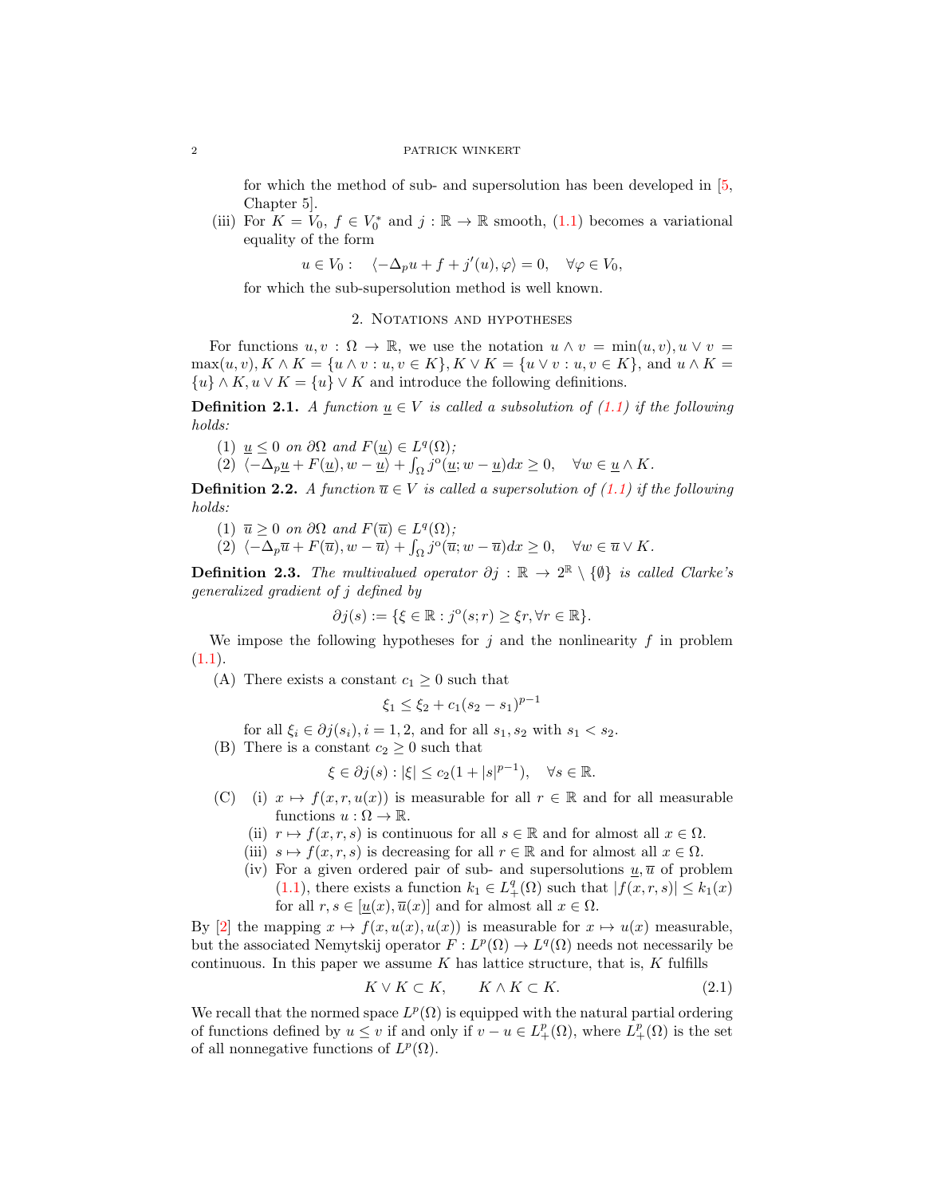for which the method of sub- and supersolution has been developed in [5, Chapter 5].

(iii) For $K = V_0$, $f \in V_0^*$ and $j : \mathbb{R} \to \mathbb{R}$ smooth, (1.1) becomes a variational equality of the form

$$u \in V_0 : \quad \langle -\Delta_p u + f + j'(u), \varphi \rangle = 0, \quad \forall \varphi \in V_0,$$

for which the sub-supersolution method is well known.

## 2. Notations and hypotheses

For functions $u, v : \Omega \to \mathbb{R}$, we use the notation $u \wedge v = \min(u,v), u \vee v = \max(u,v), K \wedge K = \{u \wedge v : u, v \in K\}, K \vee K = \{u \vee v : u, v \in K\}$, and $u \wedge K = \{u\} \wedge K, u \vee K = \{u\} \vee K$ and introduce the following definitions.

**Definition 2.1.** *A function $\underline{u} \in V$ is called a subsolution of (1.1) if the following holds:*

1. *$\underline{u} \leq 0$ on $\partial\Omega$ and $F(\underline{u}) \in L^q(\Omega)$;*
2. *$\langle -\Delta_p \underline{u} + F(\underline{u}), w - \underline{u} \rangle + \int_\Omega j^{\mathrm{o}}(\underline{u}; w - \underline{u}) dx \geq 0, \quad \forall w \in \underline{u} \wedge K$.*

**Definition 2.2.** *A function $\overline{u} \in V$ is called a supersolution of (1.1) if the following holds:*

1. *$\overline{u} \geq 0$ on $\partial\Omega$ and $F(\overline{u}) \in L^q(\Omega)$;*
2. *$\langle -\Delta_p \overline{u} + F(\overline{u}), w - \overline{u} \rangle + \int_\Omega j^{\mathrm{o}}(\overline{u}; w - \overline{u}) dx \geq 0, \quad \forall w \in \overline{u} \vee K$.*

**Definition 2.3.** *The multivalued operator $\partial j : \mathbb{R} \to 2^{\mathbb{R}} \setminus \{\emptyset\}$ is called Clarke's generalized gradient of $j$ defined by*

$$\partial j(s) := \{\xi \in \mathbb{R} : j^{\mathrm{o}}(s; r) \geq \xi r, \forall r \in \mathbb{R}\}.$$

We impose the following hypotheses for $j$ and the nonlinearity $f$ in problem (1.1).

(A) There exists a constant $c_1 \geq 0$ such that

$$\xi_1 \leq \xi_2 + c_1(s_2 - s_1)^{p-1}$$

for all $\xi_i \in \partial j(s_i), i = 1, 2$, and for all $s_1, s_2$ with $s_1 < s_2$.

(B) There is a constant $c_2 \geq 0$ such that

$$\xi \in \partial j(s) : |\xi| \leq c_2(1 + |s|^{p-1}), \quad \forall s \in \mathbb{R}.$$

(C) (i) $x \mapsto f(x, r, u(x))$ is measurable for all $r \in \mathbb{R}$ and for all measurable functions $u : \Omega \to \mathbb{R}$.
(ii) $r \mapsto f(x, r, s)$ is continuous for all $s \in \mathbb{R}$ and for almost all $x \in \Omega$.
(iii) $s \mapsto f(x, r, s)$ is decreasing for all $r \in \mathbb{R}$ and for almost all $x \in \Omega$.
(iv) For a given ordered pair of sub- and supersolutions $\underline{u}, \overline{u}$ of problem (1.1), there exists a function $k_1 \in L_+^q(\Omega)$ such that $|f(x, r, s)| \leq k_1(x)$ for all $r, s \in [\underline{u}(x), \overline{u}(x)]$ and for almost all $x \in \Omega$.

By [2] the mapping $x \mapsto f(x, u(x), u(x))$ is measurable for $x \mapsto u(x)$ measurable, but the associated Nemytskij operator $F : L^p(\Omega) \to L^q(\Omega)$ needs not necessarily be continuous. In this paper we assume $K$ has lattice structure, that is, $K$ fulfills

$$K \vee K \subset K, \qquad K \wedge K \subset K. \tag{2.1}$$

We recall that the normed space $L^p(\Omega)$ is equipped with the natural partial ordering of functions defined by $u \leq v$ if and only if $v - u \in L_+^p(\Omega)$, where $L_+^p(\Omega)$ is the set of all nonnegative functions of $L^p(\Omega)$.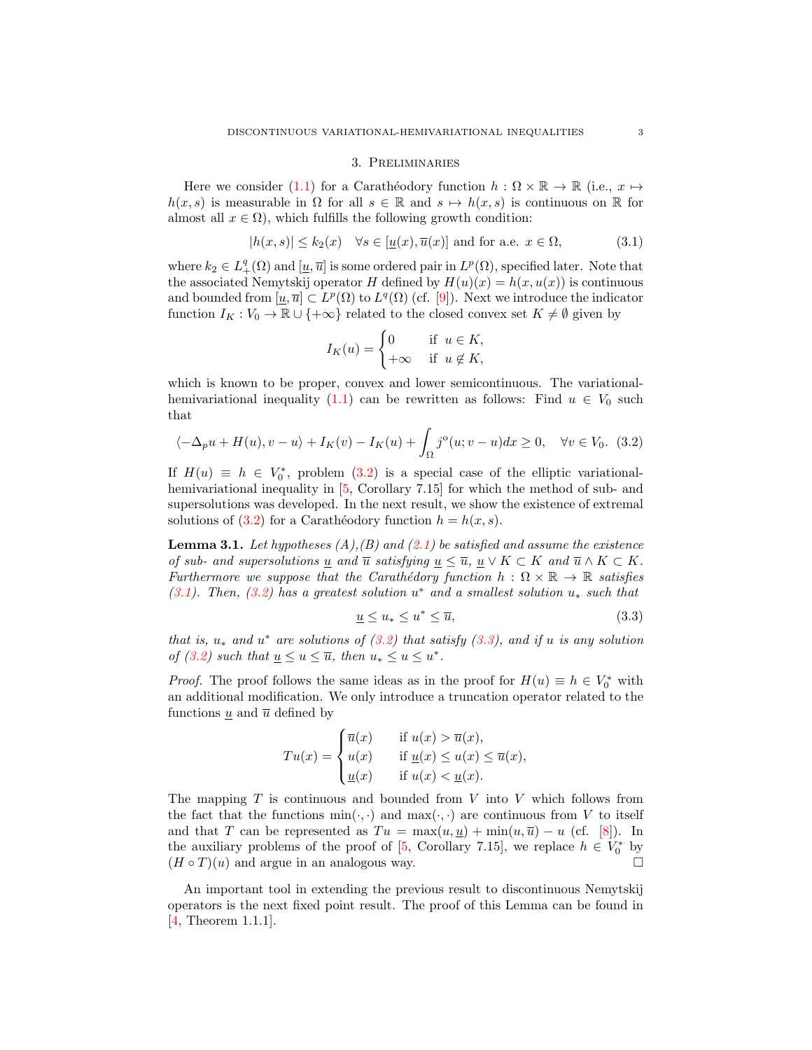## 3. Preliminaries

Here we consider (1.1) for a Carathéodory function $h : \Omega \times \mathbb{R} \to \mathbb{R}$ (i.e., $x \mapsto h(x,s)$ is measurable in $\Omega$ for all $s \in \mathbb{R}$ and $s \mapsto h(x,s)$ is continuous on $\mathbb{R}$ for almost all $x \in \Omega$), which fulfills the following growth condition:

$$|h(x,s)| \le k_2(x) \quad \forall s \in [\underline{u}(x), \overline{u}(x)] \text{ and for a.e. } x \in \Omega, \tag{3.1}$$

where $k_2 \in L^q_+(\Omega)$ and $[\underline{u}, \overline{u}]$ is some ordered pair in $L^p(\Omega)$, specified later. Note that the associated Nemytskij operator $H$ defined by $H(u)(x) = h(x, u(x))$ is continuous and bounded from $[\underline{u}, \overline{u}] \subset L^p(\Omega)$ to $L^q(\Omega)$ (cf. [9]). Next we introduce the indicator function $I_K : V_0 \to \mathbb{R} \cup \{+\infty\}$ related to the closed convex set $K \neq \emptyset$ given by

$$I_K(u) = \begin{cases} 0 & \text{if } u \in K, \\ +\infty & \text{if } u \notin K, \end{cases}$$

which is known to be proper, convex and lower semicontinuous. The variational-hemivariational inequality (1.1) can be rewritten as follows: Find $u \in V_0$ such that

$$\langle -\Delta_p u + H(u), v - u \rangle + I_K(v) - I_K(u) + \int_\Omega j^{\mathrm{o}}(u; v - u)\,dx \ge 0, \quad \forall v \in V_0. \tag{3.2}$$

If $H(u) \equiv h \in V_0^*$, problem (3.2) is a special case of the elliptic variational-hemivariational inequality in [5, Corollary 7.15] for which the method of sub- and supersolutions was developed. In the next result, we show the existence of extremal solutions of (3.2) for a Carathéodory function $h = h(x,s)$.

**Lemma 3.1.** *Let hypotheses (A),(B) and (2.1) be satisfied and assume the existence of sub- and supersolutions $\underline{u}$ and $\overline{u}$ satisfying $\underline{u} \le \overline{u}$, $\underline{u} \vee K \subset K$ and $\overline{u} \wedge K \subset K$. Furthermore we suppose that the Carathéodory function $h : \Omega \times \mathbb{R} \to \mathbb{R}$ satisfies (3.1). Then, (3.2) has a greatest solution $u^*$ and a smallest solution $u_*$ such that*

$$\underline{u} \le u_* \le u^* \le \overline{u}, \tag{3.3}$$

*that is, $u_*$ and $u^*$ are solutions of (3.2) that satisfy (3.3), and if $u$ is any solution of (3.2) such that $\underline{u} \le u \le \overline{u}$, then $u_* \le u \le u^*$.*

*Proof.* The proof follows the same ideas as in the proof for $H(u) \equiv h \in V_0^*$ with an additional modification. We only introduce a truncation operator related to the functions $\underline{u}$ and $\overline{u}$ defined by

$$Tu(x) = \begin{cases} \overline{u}(x) & \text{if } u(x) > \overline{u}(x), \\ u(x) & \text{if } \underline{u}(x) \le u(x) \le \overline{u}(x), \\ \underline{u}(x) & \text{if } u(x) < \underline{u}(x). \end{cases}$$

The mapping $T$ is continuous and bounded from $V$ into $V$ which follows from the fact that the functions $\min(\cdot,\cdot)$ and $\max(\cdot,\cdot)$ are continuous from $V$ to itself and that $T$ can be represented as $Tu = \max(u, \underline{u}) + \min(u, \overline{u}) - u$ (cf. [8]). In the auxiliary problems of the proof of [5, Corollary 7.15], we replace $h \in V_0^*$ by $(H \circ T)(u)$ and argue in an analogous way. $\square$

An important tool in extending the previous result to discontinuous Nemytskij operators is the next fixed point result. The proof of this Lemma can be found in [4, Theorem 1.1.1].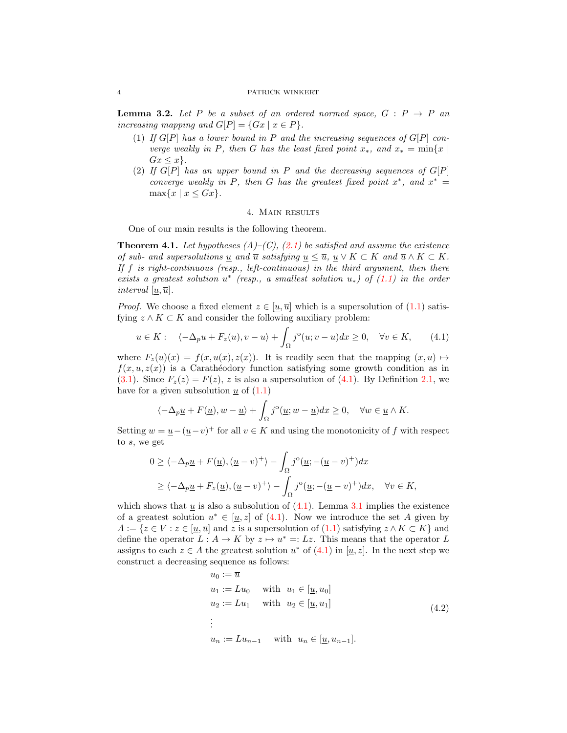**Lemma 3.2.** *Let $P$ be a subset of an ordered normed space, $G : P \to P$ an increasing mapping and $G[P] = \{Gx \mid x \in P\}$.*

1. *If $G[P]$ has a lower bound in $P$ and the increasing sequences of $G[P]$ converge weakly in $P$, then $G$ has the least fixed point $x_*$, and $x_* = \min\{x \mid Gx \leq x\}$.*
2. *If $G[P]$ has an upper bound in $P$ and the decreasing sequences of $G[P]$ converge weakly in $P$, then $G$ has the greatest fixed point $x^*$, and $x^* = \max\{x \mid x \leq Gx\}$.*

## 4. Main results

One of our main results is the following theorem.

**Theorem 4.1.** *Let hypotheses (A)–(C), (2.1) be satisfied and assume the existence of sub- and supersolutions $\underline{u}$ and $\overline{u}$ satisfying $\underline{u} \leq \overline{u}$, $\underline{u} \vee K \subset K$ and $\overline{u} \wedge K \subset K$. If $f$ is right-continuous (resp., left-continuous) in the third argument, then there exists a greatest solution $u^*$ (resp., a smallest solution $u_*$) of (1.1) in the order interval $[\underline{u}, \overline{u}]$.*

*Proof.* We choose a fixed element $z \in [\underline{u}, \overline{u}]$ which is a supersolution of (1.1) satisfying $z \wedge K \subset K$ and consider the following auxiliary problem:

$$u \in K : \quad \langle -\Delta_p u + F_z(u), v - u \rangle + \int_\Omega j^{\mathrm{o}}(u; v - u)dx \geq 0, \quad \forall v \in K, \tag{4.1}$$

where $F_z(u)(x) = f(x, u(x), z(x))$. It is readily seen that the mapping $(x, u) \mapsto f(x, u, z(x))$ is a Carathéodory function satisfying some growth condition as in (3.1). Since $F_z(z) = F(z)$, $z$ is also a supersolution of (4.1). By Definition 2.1, we have for a given subsolution $\underline{u}$ of (1.1)

$$\langle -\Delta_p \underline{u} + F(\underline{u}), w - \underline{u} \rangle + \int_\Omega j^{\mathrm{o}}(\underline{u}; w - \underline{u})dx \geq 0, \quad \forall w \in \underline{u} \wedge K.$$

Setting $w = \underline{u} - (\underline{u} - v)^+$ for all $v \in K$ and using the monotonicity of $f$ with respect to $s$, we get

$$\begin{aligned}
0 &\geq \langle -\Delta_p \underline{u} + F(\underline{u}), (\underline{u} - v)^+ \rangle - \int_\Omega j^{\mathrm{o}}(\underline{u}; -(\underline{u} - v)^+)dx \\
&\geq \langle -\Delta_p \underline{u} + F_z(\underline{u}), (\underline{u} - v)^+ \rangle - \int_\Omega j^{\mathrm{o}}(\underline{u}; -(\underline{u} - v)^+)dx, \quad \forall v \in K,
\end{aligned}$$

which shows that $\underline{u}$ is also a subsolution of (4.1). Lemma 3.1 implies the existence of a greatest solution $u^* \in [\underline{u}, z]$ of (4.1). Now we introduce the set $A$ given by $A := \{z \in V : z \in [\underline{u}, \overline{u}]$ and $z$ is a supersolution of (1.1) satisfying $z \wedge K \subset K\}$ and define the operator $L : A \to K$ by $z \mapsto u^* =: Lz$. This means that the operator $L$ assigns to each $z \in A$ the greatest solution $u^*$ of (4.1) in $[\underline{u}, z]$. In the next step we construct a decreasing sequence as follows:

$$\begin{aligned}
&u_0 := \overline{u} \\
&u_1 := Lu_0 \quad \text{with} \;\; u_1 \in [\underline{u}, u_0] \\
&u_2 := Lu_1 \quad \text{with} \;\; u_2 \in [\underline{u}, u_1] \\
&\vdots \\
&u_n := Lu_{n-1} \quad \text{with} \;\; u_n \in [\underline{u}, u_{n-1}].
\end{aligned} \tag{4.2}$$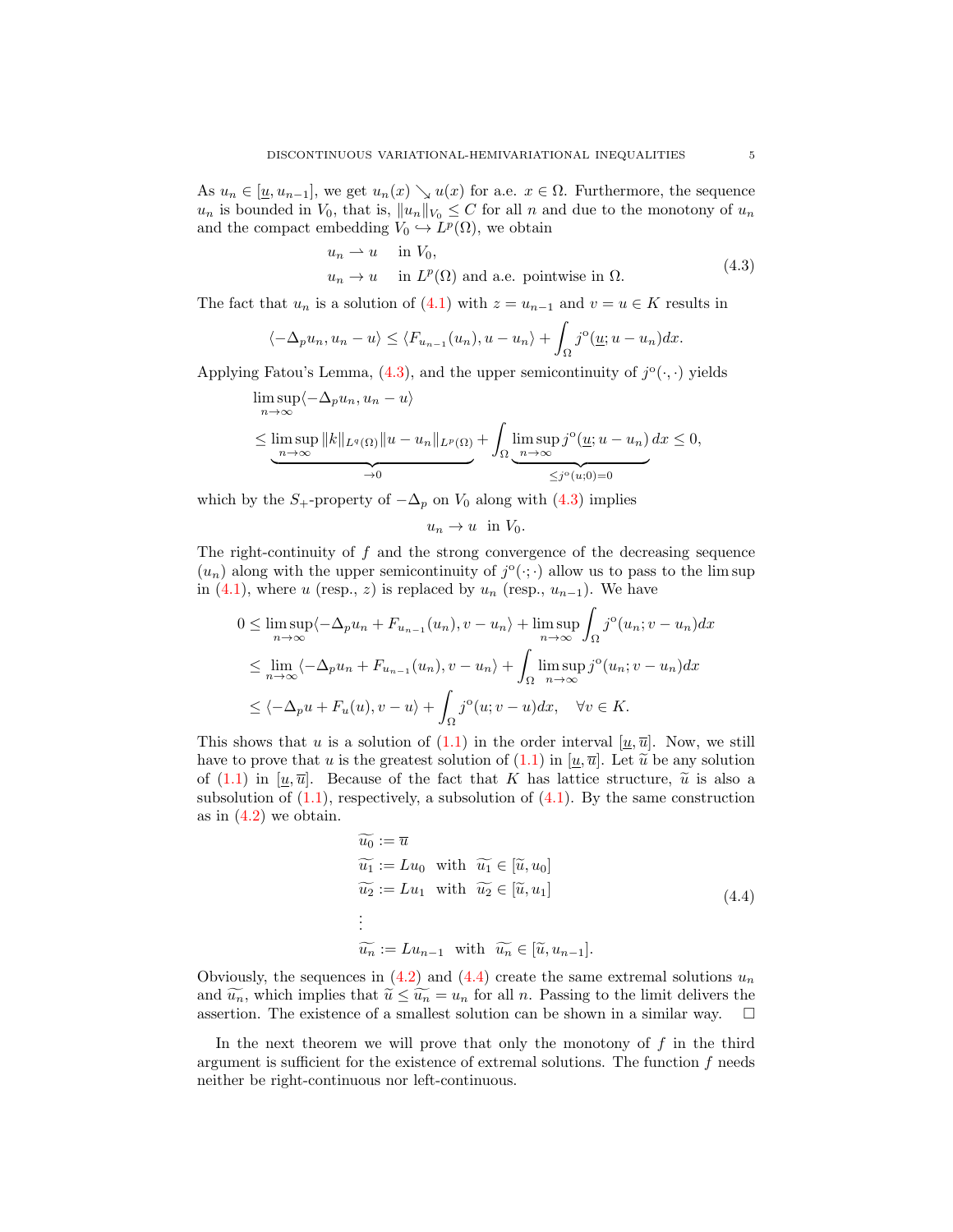As $u_n \in [\underline{u}, u_{n-1}]$, we get $u_n(x) \searrow u(x)$ for a.e. $x \in \Omega$. Furthermore, the sequence $u_n$ is bounded in $V_0$, that is, $\|u_n\|_{V_0} \leq C$ for all $n$ and due to the monotony of $u_n$ and the compact embedding $V_0 \hookrightarrow L^p(\Omega)$, we obtain

$$
\begin{aligned}
&u_n \rightharpoonup u \quad \text{in } V_0, \\
&u_n \to u \quad \text{in } L^p(\Omega) \text{ and a.e. pointwise in } \Omega.
\end{aligned}
\tag{4.3}
$$

The fact that $u_n$ is a solution of (4.1) with $z = u_{n-1}$ and $v = u \in K$ results in

$$
\langle -\Delta_p u_n, u_n - u\rangle \leq \langle F_{u_{n-1}}(u_n), u - u_n\rangle + \int_\Omega j^{\text{o}}(\underline{u}; u - u_n)dx.
$$

Applying Fatou's Lemma, (4.3), and the upper semicontinuity of $j^{\text{o}}(\cdot,\cdot)$ yields

$$
\begin{aligned}
&\limsup_{n\to\infty} \langle -\Delta_p u_n, u_n - u\rangle \\
&\leq \underbrace{\limsup_{n\to\infty} \|k\|_{L^q(\Omega)}\|u - u_n\|_{L^p(\Omega)}}_{\to 0} + \int_\Omega \underbrace{\limsup_{n\to\infty} j^{\text{o}}(\underline{u}; u - u_n)}_{\leq j^{\text{o}}(u;0)=0} dx \leq 0,
\end{aligned}
$$

which by the $S_+$-property of $-\Delta_p$ on $V_0$ along with (4.3) implies

$$
u_n \to u \ \text{ in } V_0.
$$

The right-continuity of $f$ and the strong convergence of the decreasing sequence $(u_n)$ along with the upper semicontinuity of $j^{\text{o}}(\cdot;\cdot)$ allow us to pass to the lim sup in (4.1), where $u$ (resp., $z$) is replaced by $u_n$ (resp., $u_{n-1}$). We have

$$
\begin{aligned}
0 &\leq \limsup_{n\to\infty} \langle -\Delta_p u_n + F_{u_{n-1}}(u_n), v - u_n\rangle + \limsup_{n\to\infty} \int_\Omega j^{\text{o}}(u_n; v - u_n)dx \\
&\leq \lim_{n\to\infty} \langle -\Delta_p u_n + F_{u_{n-1}}(u_n), v - u_n\rangle + \int_\Omega \limsup_{n\to\infty} j^{\text{o}}(u_n; v - u_n)dx \\
&\leq \langle -\Delta_p u + F_u(u), v - u\rangle + \int_\Omega j^{\text{o}}(u; v - u)dx, \quad \forall v \in K.
\end{aligned}
$$

This shows that $u$ is a solution of (1.1) in the order interval $[\underline{u}, \overline{u}]$. Now, we still have to prove that $u$ is the greatest solution of (1.1) in $[\underline{u}, \overline{u}]$. Let $\widetilde{u}$ be any solution of (1.1) in $[\underline{u}, \overline{u}]$. Because of the fact that $K$ has lattice structure, $\widetilde{u}$ is also a subsolution of (1.1), respectively, a subsolution of (4.1). By the same construction as in (4.2) we obtain.

$$
\begin{aligned}
&\widetilde{u_0} := \overline{u} \\
&\widetilde{u_1} := Lu_0 \ \text{ with } \ \widetilde{u_1} \in [\widetilde{u}, u_0] \\
&\widetilde{u_2} := Lu_1 \ \text{ with } \ \widetilde{u_2} \in [\widetilde{u}, u_1] \\
&\vdots \\
&\widetilde{u_n} := Lu_{n-1} \ \text{ with } \ \widetilde{u_n} \in [\widetilde{u}, u_{n-1}].
\end{aligned}
\tag{4.4}
$$

Obviously, the sequences in (4.2) and (4.4) create the same extremal solutions $u_n$ and $\widetilde{u_n}$, which implies that $\widetilde{u} \leq \widetilde{u_n} = u_n$ for all $n$. Passing to the limit delivers the assertion. The existence of a smallest solution can be shown in a similar way. $\square$

In the next theorem we will prove that only the monotony of $f$ in the third argument is sufficient for the existence of extremal solutions. The function $f$ needs neither be right-continuous nor left-continuous.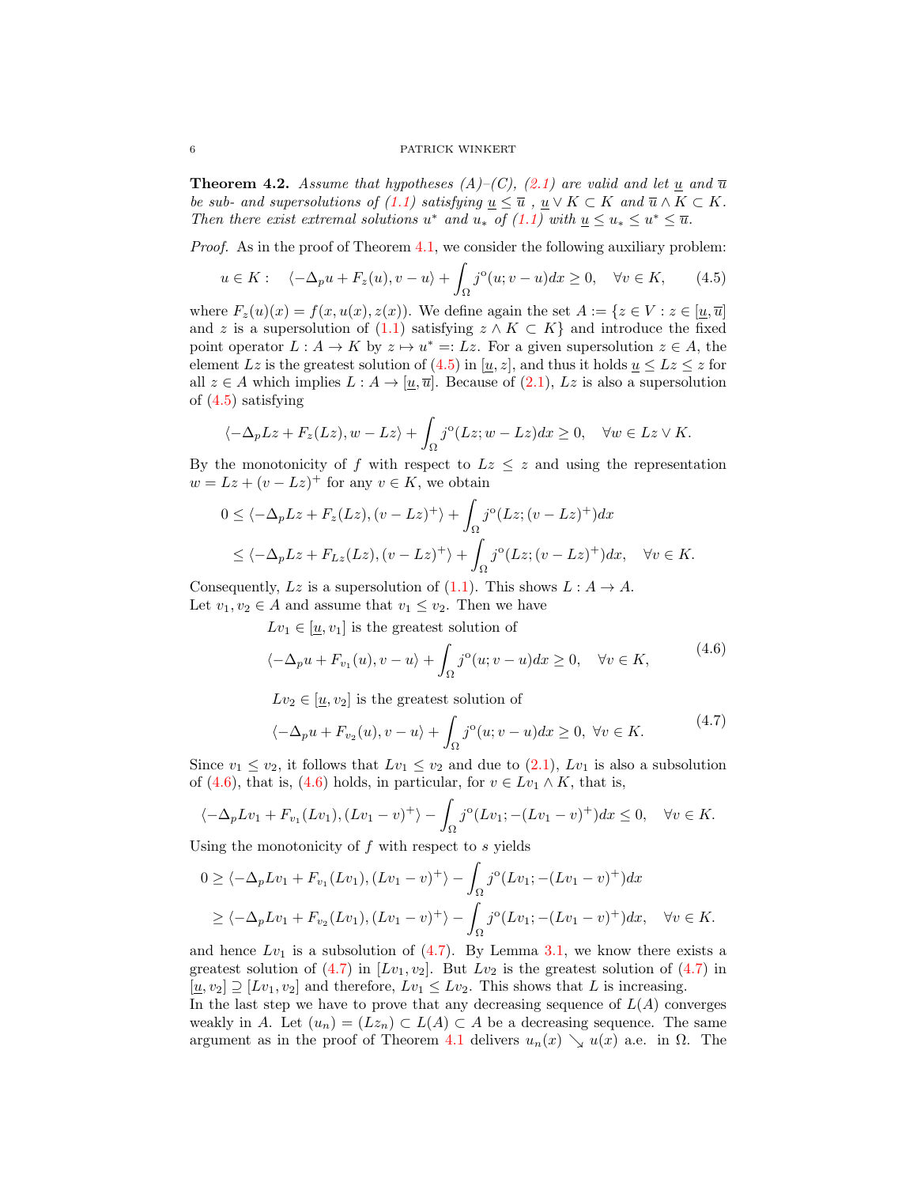**Theorem 4.2.** *Assume that hypotheses (A)–(C), (2.1) are valid and let $\underline{u}$ and $\overline{u}$ be sub- and supersolutions of (1.1) satisfying $\underline{u} \leq \overline{u}$ , $\underline{u} \vee K \subset K$ and $\overline{u} \wedge K \subset K$. Then there exist extremal solutions $u^*$ and $u_*$ of (1.1) with $\underline{u} \leq u_* \leq u^* \leq \overline{u}$.*

*Proof.* As in the proof of Theorem 4.1, we consider the following auxiliary problem:

$$u \in K: \quad \langle -\Delta_p u + F_z(u), v - u\rangle + \int_\Omega j^o(u; v-u)dx \geq 0, \quad \forall v \in K, \tag{4.5}$$

where $F_z(u)(x) = f(x, u(x), z(x))$. We define again the set $A := \{z \in V : z \in [\underline{u}, \overline{u}]$ and $z$ is a supersolution of (1.1) satisfying $z \wedge K \subset K\}$ and introduce the fixed point operator $L : A \to K$ by $z \mapsto u^* =: Lz$. For a given supersolution $z \in A$, the element $Lz$ is the greatest solution of (4.5) in $[\underline{u}, z]$, and thus it holds $\underline{u} \leq Lz \leq z$ for all $z \in A$ which implies $L : A \to [\underline{u}, \overline{u}]$. Because of (2.1), $Lz$ is also a supersolution of (4.5) satisfying

$$\langle -\Delta_p Lz + F_z(Lz), w - Lz\rangle + \int_\Omega j^o(Lz; w - Lz)dx \geq 0, \quad \forall w \in Lz \vee K.$$

By the monotonicity of $f$ with respect to $Lz \leq z$ and using the representation $w = Lz + (v - Lz)^+$ for any $v \in K$, we obtain

$$\begin{aligned}
0 &\leq \langle -\Delta_p Lz + F_z(Lz), (v - Lz)^+\rangle + \int_\Omega j^o(Lz; (v - Lz)^+)dx \\
&\leq \langle -\Delta_p Lz + F_{Lz}(Lz), (v - Lz)^+\rangle + \int_\Omega j^o(Lz; (v - Lz)^+)dx, \quad \forall v \in K.
\end{aligned}$$

Consequently, $Lz$ is a supersolution of (1.1). This shows $L : A \to A$.
Let $v_1, v_2 \in A$ and assume that $v_1 \leq v_2$. Then we have

$$\begin{aligned}
&Lv_1 \in [\underline{u}, v_1] \text{ is the greatest solution of} \\
&\langle -\Delta_p u + F_{v_1}(u), v - u\rangle + \int_\Omega j^o(u; v - u)dx \geq 0, \quad \forall v \in K,
\end{aligned} \tag{4.6}$$

$$\begin{aligned}
&Lv_2 \in [\underline{u}, v_2] \text{ is the greatest solution of} \\
&\langle -\Delta_p u + F_{v_2}(u), v - u\rangle + \int_\Omega j^o(u; v - u)dx \geq 0, \ \forall v \in K.
\end{aligned} \tag{4.7}$$

Since $v_1 \leq v_2$, it follows that $Lv_1 \leq v_2$ and due to (2.1), $Lv_1$ is also a subsolution of (4.6), that is, (4.6) holds, in particular, for $v \in Lv_1 \wedge K$, that is,

$$\langle -\Delta_p Lv_1 + F_{v_1}(Lv_1), (Lv_1 - v)^+\rangle - \int_\Omega j^o(Lv_1; -(Lv_1 - v)^+)dx \leq 0, \quad \forall v \in K.$$

Using the monotonicity of $f$ with respect to $s$ yields

$$\begin{aligned}
0 &\geq \langle -\Delta_p Lv_1 + F_{v_1}(Lv_1), (Lv_1 - v)^+\rangle - \int_\Omega j^o(Lv_1; -(Lv_1 - v)^+)dx \\
&\geq \langle -\Delta_p Lv_1 + F_{v_2}(Lv_1), (Lv_1 - v)^+\rangle - \int_\Omega j^o(Lv_1; -(Lv_1 - v)^+)dx, \quad \forall v \in K.
\end{aligned}$$

and hence $Lv_1$ is a subsolution of (4.7). By Lemma 3.1, we know there exists a greatest solution of (4.7) in $[Lv_1, v_2]$. But $Lv_2$ is the greatest solution of (4.7) in $[\underline{u}, v_2] \supseteq [Lv_1, v_2]$ and therefore, $Lv_1 \leq Lv_2$. This shows that $L$ is increasing.
In the last step we have to prove that any decreasing sequence of $L(A)$ converges weakly in $A$. Let $(u_n) = (Lz_n) \subset L(A) \subset A$ be a decreasing sequence. The same argument as in the proof of Theorem 4.1 delivers $u_n(x) \searrow u(x)$ a.e. in $\Omega$. The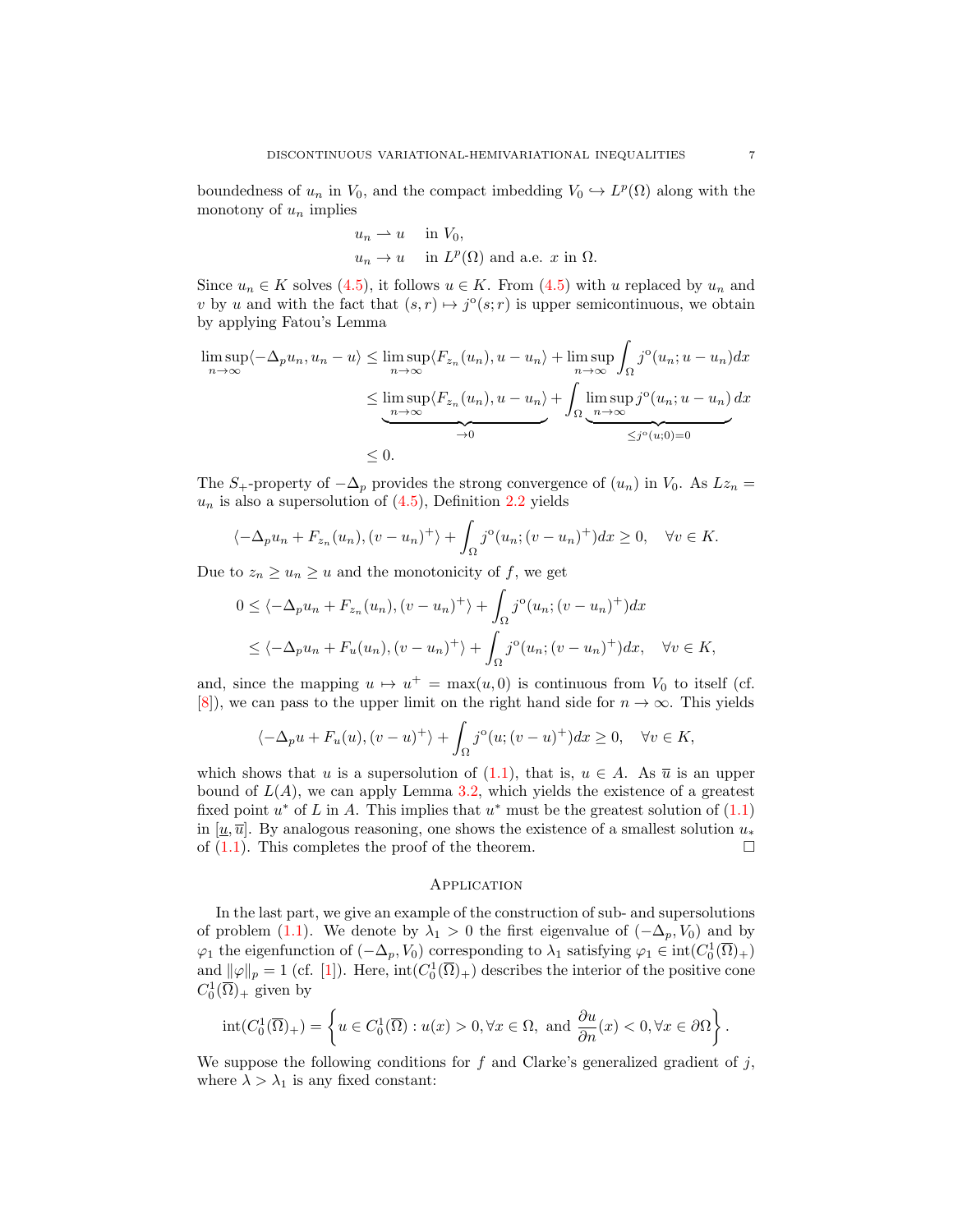boundedness of $u_n$ in $V_0$, and the compact imbedding $V_0 \hookrightarrow L^p(\Omega)$ along with the monotony of $u_n$ implies

$$
\begin{aligned}
u_n &\rightharpoonup u \quad \text{in } V_0, \\
u_n &\to u \quad \text{in } L^p(\Omega) \text{ and a.e. } x \text{ in } \Omega.
\end{aligned}
$$

Since $u_n \in K$ solves (4.5), it follows $u \in K$. From (4.5) with $u$ replaced by $u_n$ and $v$ by $u$ and with the fact that $(s,r) \mapsto j^{\mathrm{o}}(s;r)$ is upper semicontinuous, we obtain by applying Fatou's Lemma

$$
\begin{aligned}
\limsup_{n\to\infty} \langle -\Delta_p u_n, u_n - u\rangle &\le \limsup_{n\to\infty} \langle F_{z_n}(u_n), u - u_n\rangle + \limsup_{n\to\infty} \int_\Omega j^{\mathrm{o}}(u_n; u - u_n)dx \\
&\le \underbrace{\limsup_{n\to\infty} \langle F_{z_n}(u_n), u - u_n\rangle}_{\to 0} + \int_\Omega \underbrace{\limsup_{n\to\infty} j^{\mathrm{o}}(u_n; u - u_n)}_{\le j^{\mathrm{o}}(u;0)=0} dx \\
&\le 0.
\end{aligned}
$$

The $S_+$-property of $-\Delta_p$ provides the strong convergence of $(u_n)$ in $V_0$. As $Lz_n = u_n$ is also a supersolution of (4.5), Definition 2.2 yields

$$
\langle -\Delta_p u_n + F_{z_n}(u_n), (v-u_n)^+\rangle + \int_\Omega j^{\mathrm{o}}(u_n; (v-u_n)^+)dx \ge 0, \quad \forall v \in K.
$$

Due to $z_n \ge u_n \ge u$ and the monotonicity of $f$, we get

$$
\begin{aligned}
0 &\le \langle -\Delta_p u_n + F_{z_n}(u_n), (v-u_n)^+\rangle + \int_\Omega j^{\mathrm{o}}(u_n; (v-u_n)^+)dx \\
&\le \langle -\Delta_p u_n + F_{u}(u_n), (v-u_n)^+\rangle + \int_\Omega j^{\mathrm{o}}(u_n; (v-u_n)^+)dx, \quad \forall v \in K,
\end{aligned}
$$

and, since the mapping $u \mapsto u^+ = \max(u,0)$ is continuous from $V_0$ to itself (cf. [8]), we can pass to the upper limit on the right hand side for $n \to \infty$. This yields

$$
\langle -\Delta_p u + F_u(u), (v-u)^+\rangle + \int_\Omega j^{\mathrm{o}}(u; (v-u)^+)dx \ge 0, \quad \forall v \in K,
$$

which shows that $u$ is a supersolution of (1.1), that is, $u \in A$. As $\overline{u}$ is an upper bound of $L(A)$, we can apply Lemma 3.2, which yields the existence of a greatest fixed point $u^*$ of $L$ in $A$. This implies that $u^*$ must be the greatest solution of (1.1) in $[\underline{u}, \overline{u}]$. By analogous reasoning, one shows the existence of a smallest solution $u_*$ of (1.1). This completes the proof of the theorem. $\square$

## Application

In the last part, we give an example of the construction of sub- and supersolutions of problem (1.1). We denote by $\lambda_1 > 0$ the first eigenvalue of $(-\Delta_p, V_0)$ and by $\varphi_1$ the eigenfunction of $(-\Delta_p, V_0)$ corresponding to $\lambda_1$ satisfying $\varphi_1 \in \mathrm{int}(C_0^1(\overline{\Omega})_+)$ and $\|\varphi\|_p = 1$ (cf. [1]). Here, $\mathrm{int}(C_0^1(\overline{\Omega})_+)$ describes the interior of the positive cone $C_0^1(\overline{\Omega})_+$ given by

$$
\mathrm{int}(C_0^1(\overline{\Omega})_+) = \left\{ u \in C_0^1(\overline{\Omega}) : u(x) > 0, \forall x \in \Omega, \text{ and } \frac{\partial u}{\partial n}(x) < 0, \forall x \in \partial\Omega \right\}.
$$

We suppose the following conditions for $f$ and Clarke's generalized gradient of $j$, where $\lambda > \lambda_1$ is any fixed constant: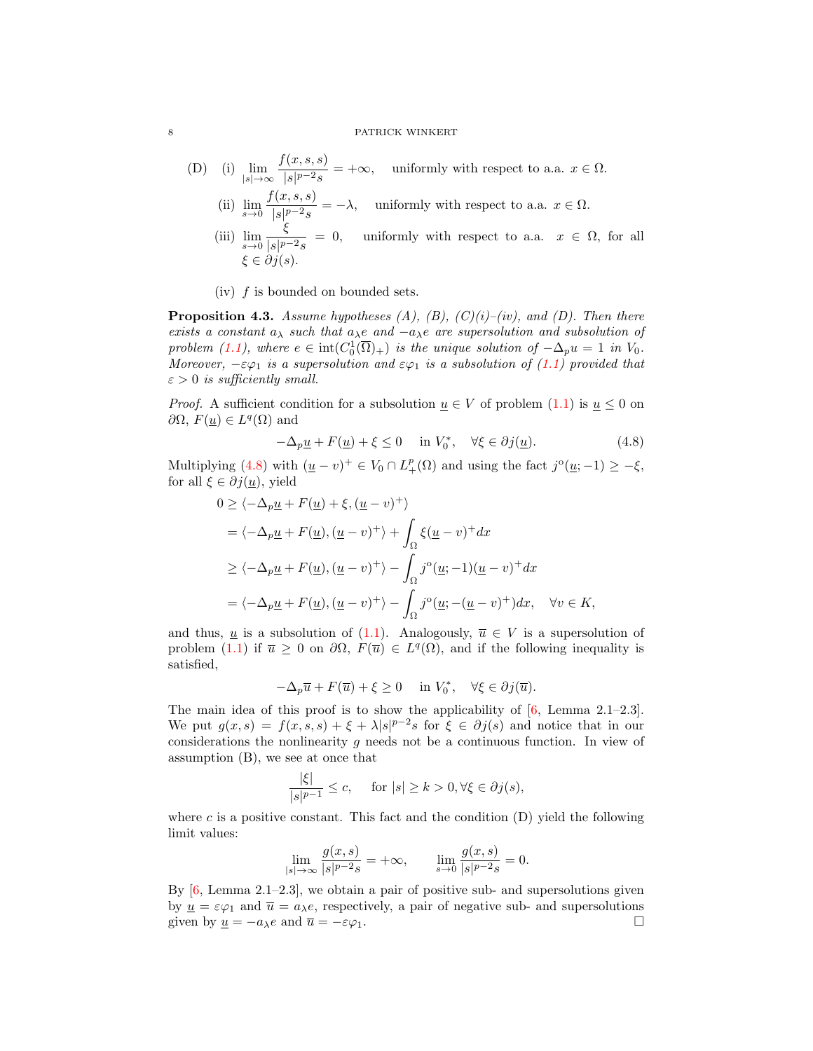(D) (i) $\displaystyle\lim_{|s|\to\infty} \frac{f(x,s,s)}{|s|^{p-2}s} = +\infty$, uniformly with respect to a.a. $x \in \Omega$.

(ii) $\displaystyle\lim_{s\to 0} \frac{f(x,s,s)}{|s|^{p-2}s} = -\lambda$, uniformly with respect to a.a. $x \in \Omega$.

(iii) $\displaystyle\lim_{s\to 0} \frac{\xi}{|s|^{p-2}s} = 0$, uniformly with respect to a.a. $x \in \Omega$, for all $\xi \in \partial j(s)$.

(iv) $f$ is bounded on bounded sets.

**Proposition 4.3.** *Assume hypotheses (A), (B), (C)(i)–(iv), and (D). Then there exists a constant $a_\lambda$ such that $a_\lambda e$ and $-a_\lambda e$ are supersolution and subsolution of problem (1.1), where $e \in \operatorname{int}(C_0^1(\overline{\Omega})_+)$ is the unique solution of $-\Delta_p u = 1$ in $V_0$. Moreover, $-\varepsilon\varphi_1$ is a supersolution and $\varepsilon\varphi_1$ is a subsolution of (1.1) provided that $\varepsilon > 0$ is sufficiently small.*

*Proof.* A sufficient condition for a subsolution $\underline{u} \in V$ of problem (1.1) is $\underline{u} \leq 0$ on $\partial\Omega$, $F(\underline{u}) \in L^q(\Omega)$ and

$$-\Delta_p \underline{u} + F(\underline{u}) + \xi \leq 0 \quad \text{in } V_0^*, \quad \forall \xi \in \partial j(\underline{u}). \tag{4.8}$$

Multiplying (4.8) with $(\underline{u} - v)^+ \in V_0 \cap L_+^p(\Omega)$ and using the fact $j^o(\underline{u}; -1) \geq -\xi$, for all $\xi \in \partial j(\underline{u})$, yield

$$\begin{aligned}
0 &\geq \langle -\Delta_p \underline{u} + F(\underline{u}) + \xi, (\underline{u} - v)^+ \rangle \\
&= \langle -\Delta_p \underline{u} + F(\underline{u}), (\underline{u} - v)^+ \rangle + \int_\Omega \xi (\underline{u} - v)^+ dx \\
&\geq \langle -\Delta_p \underline{u} + F(\underline{u}), (\underline{u} - v)^+ \rangle - \int_\Omega j^o(\underline{u}; -1)(\underline{u} - v)^+ dx \\
&= \langle -\Delta_p \underline{u} + F(\underline{u}), (\underline{u} - v)^+ \rangle - \int_\Omega j^o(\underline{u}; -(\underline{u} - v)^+) dx, \quad \forall v \in K,
\end{aligned}$$

and thus, $\underline{u}$ is a subsolution of (1.1). Analogously, $\overline{u} \in V$ is a supersolution of problem (1.1) if $\overline{u} \geq 0$ on $\partial\Omega$, $F(\overline{u}) \in L^q(\Omega)$, and if the following inequality is satisfied,

$$-\Delta_p \overline{u} + F(\overline{u}) + \xi \geq 0 \quad \text{in } V_0^*, \quad \forall \xi \in \partial j(\overline{u}).$$

The main idea of this proof is to show the applicability of [6, Lemma 2.1–2.3]. We put $g(x,s) = f(x,s,s) + \xi + \lambda |s|^{p-2}s$ for $\xi \in \partial j(s)$ and notice that in our considerations the nonlinearity $g$ needs not be a continuous function. In view of assumption (B), we see at once that

$$\frac{|\xi|}{|s|^{p-1}} \leq c, \quad \text{for } |s| \geq k > 0, \forall \xi \in \partial j(s),$$

where $c$ is a positive constant. This fact and the condition (D) yield the following limit values:

$$\lim_{|s|\to\infty} \frac{g(x,s)}{|s|^{p-2}s} = +\infty, \qquad \lim_{s\to 0} \frac{g(x,s)}{|s|^{p-2}s} = 0.$$

By [6, Lemma 2.1–2.3], we obtain a pair of positive sub- and supersolutions given by $\underline{u} = \varepsilon\varphi_1$ and $\overline{u} = a_\lambda e$, respectively, a pair of negative sub- and supersolutions given by $\underline{u} = -a_\lambda e$ and $\overline{u} = -\varepsilon\varphi_1$. □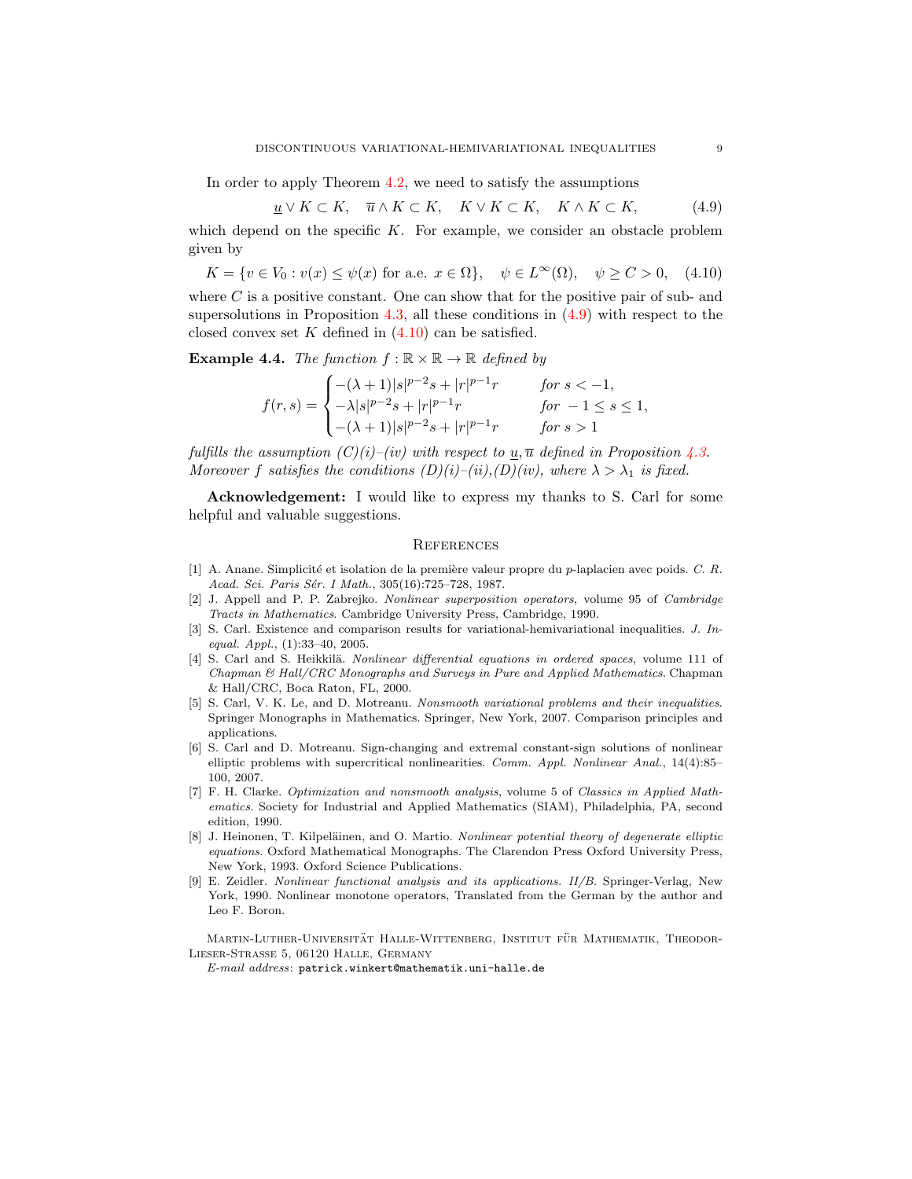In order to apply Theorem 4.2, we need to satisfy the assumptions

$$\underline{u} \vee K \subset K, \quad \overline{u} \wedge K \subset K, \quad K \vee K \subset K, \quad K \wedge K \subset K, \tag{4.9}$$

which depend on the specific $K$. For example, we consider an obstacle problem given by

$$K = \{v \in V_0 : v(x) \leq \psi(x) \text{ for a.e. } x \in \Omega\}, \quad \psi \in L^{\infty}(\Omega), \quad \psi \geq C > 0, \tag{4.10}$$

where $C$ is a positive constant. One can show that for the positive pair of sub- and supersolutions in Proposition 4.3, all these conditions in (4.9) with respect to the closed convex set $K$ defined in (4.10) can be satisfied.

**Example 4.4.** *The function $f : \mathbb{R} \times \mathbb{R} \to \mathbb{R}$ defined by*

$$f(r,s) = \begin{cases} -(\lambda+1)|s|^{p-2}s + |r|^{p-1}r & \text{for } s < -1, \\ -\lambda|s|^{p-2}s + |r|^{p-1}r & \text{for } -1 \leq s \leq 1, \\ -(\lambda+1)|s|^{p-2}s + |r|^{p-1}r & \text{for } s > 1 \end{cases}$$

*fulfills the assumption (C)(i)–(iv) with respect to $\underline{u}, \overline{u}$ defined in Proposition 4.3. Moreover $f$ satisfies the conditions (D)(i)–(ii),(D)(iv), where $\lambda > \lambda_1$ is fixed.*

**Acknowledgement:** I would like to express my thanks to S. Carl for some helpful and valuable suggestions.

## References

[1] A. Anane. Simplicité et isolation de la première valeur propre du $p$-laplacien avec poids. *C. R. Acad. Sci. Paris Sér. I Math.*, 305(16):725–728, 1987.

[2] J. Appell and P. P. Zabrejko. *Nonlinear superposition operators*, volume 95 of *Cambridge Tracts in Mathematics*. Cambridge University Press, Cambridge, 1990.

[3] S. Carl. Existence and comparison results for variational-hemivariational inequalities. *J. Inequal. Appl.*, (1):33–40, 2005.

[4] S. Carl and S. Heikkilä. *Nonlinear differential equations in ordered spaces*, volume 111 of *Chapman & Hall/CRC Monographs and Surveys in Pure and Applied Mathematics*. Chapman & Hall/CRC, Boca Raton, FL, 2000.

[5] S. Carl, V. K. Le, and D. Motreanu. *Nonsmooth variational problems and their inequalities*. Springer Monographs in Mathematics. Springer, New York, 2007. Comparison principles and applications.

[6] S. Carl and D. Motreanu. Sign-changing and extremal constant-sign solutions of nonlinear elliptic problems with supercritical nonlinearities. *Comm. Appl. Nonlinear Anal.*, 14(4):85–100, 2007.

[7] F. H. Clarke. *Optimization and nonsmooth analysis*, volume 5 of *Classics in Applied Mathematics*. Society for Industrial and Applied Mathematics (SIAM), Philadelphia, PA, second edition, 1990.

[8] J. Heinonen, T. Kilpeläinen, and O. Martio. *Nonlinear potential theory of degenerate elliptic equations*. Oxford Mathematical Monographs. The Clarendon Press Oxford University Press, New York, 1993. Oxford Science Publications.

[9] E. Zeidler. *Nonlinear functional analysis and its applications. II/B*. Springer-Verlag, New York, 1990. Nonlinear monotone operators, Translated from the German by the author and Leo F. Boron.

Martin-Luther-Universität Halle-Wittenberg, Institut für Mathematik, Theodor-Lieser-Strasse 5, 06120 Halle, Germany

*E-mail address*: patrick.winkert@mathematik.uni-halle.de